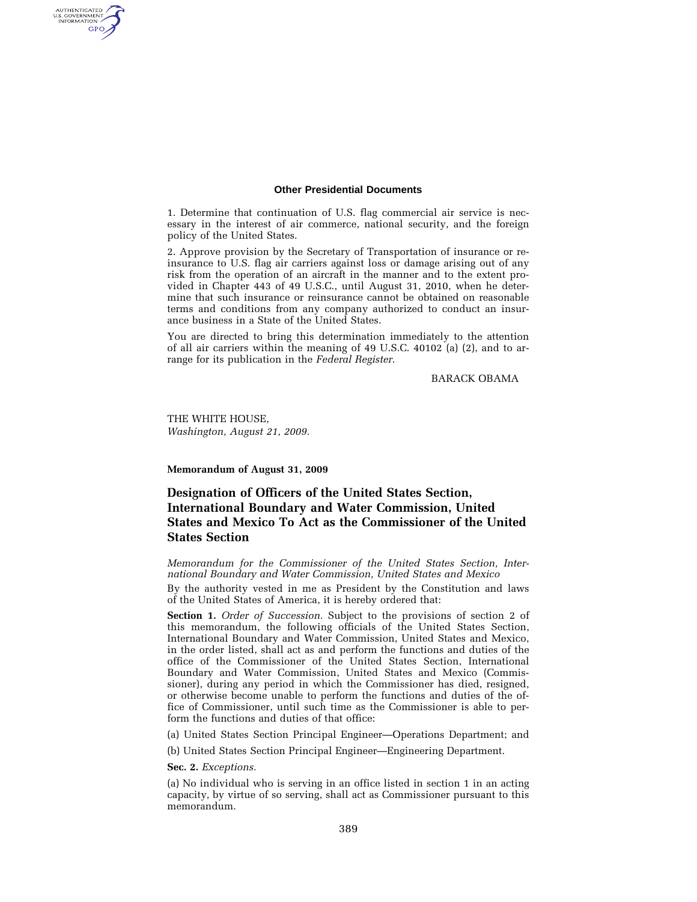1. Determine that continuation of U.S. flag commercial air service is necessary in the interest of air commerce, national security, and the foreign policy of the United States.

2. Approve provision by the Secretary of Transportation of insurance or reinsurance to U.S. flag air carriers against loss or damage arising out of any risk from the operation of an aircraft in the manner and to the extent provided in Chapter 443 of 49 U.S.C., until August 31, 2010, when he determine that such insurance or reinsurance cannot be obtained on reasonable terms and conditions from any company authorized to conduct an insurance business in a State of the United States.

You are directed to bring this determination immediately to the attention of all air carriers within the meaning of 49 U.S.C. 40102 (a) (2), and to arrange for its publication in the *Federal Register*.

BARACK OBAMA

THE WHITE HOUSE,
*Washington, August 21, 2009.*

**Memorandum of August 31, 2009**

## Designation of Officers of the United States Section, International Boundary and Water Commission, United States and Mexico To Act as the Commissioner of the United States Section

*Memorandum for the Commissioner of the United States Section, International Boundary and Water Commission, United States and Mexico*

By the authority vested in me as President by the Constitution and laws of the United States of America, it is hereby ordered that:

**Section 1.** *Order of Succession.* Subject to the provisions of section 2 of this memorandum, the following officials of the United States Section, International Boundary and Water Commission, United States and Mexico, in the order listed, shall act as and perform the functions and duties of the office of the Commissioner of the United States Section, International Boundary and Water Commission, United States and Mexico (Commissioner), during any period in which the Commissioner has died, resigned, or otherwise become unable to perform the functions and duties of the office of Commissioner, until such time as the Commissioner is able to perform the functions and duties of that office:

(a) United States Section Principal Engineer—Operations Department; and

(b) United States Section Principal Engineer—Engineering Department.

**Sec. 2.** *Exceptions.*

(a) No individual who is serving in an office listed in section 1 in an acting capacity, by virtue of so serving, shall act as Commissioner pursuant to this memorandum.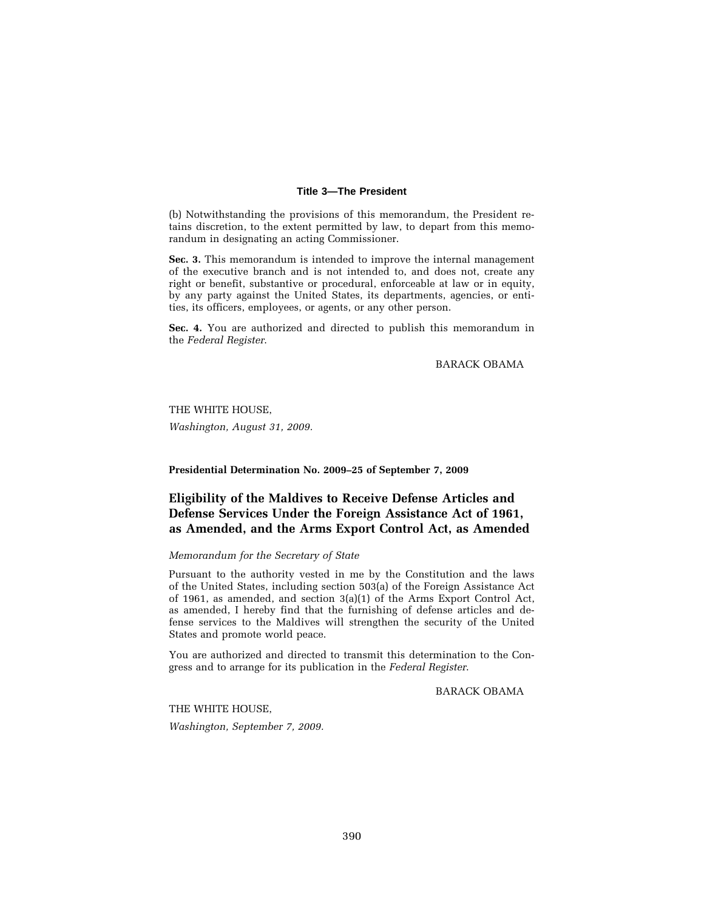(b) Notwithstanding the provisions of this memorandum, the President retains discretion, to the extent permitted by law, to depart from this memorandum in designating an acting Commissioner.

**Sec. 3.** This memorandum is intended to improve the internal management of the executive branch and is not intended to, and does not, create any right or benefit, substantive or procedural, enforceable at law or in equity, by any party against the United States, its departments, agencies, or entities, its officers, employees, or agents, or any other person.

**Sec. 4.** You are authorized and directed to publish this memorandum in the *Federal Register*.

BARACK OBAMA

THE WHITE HOUSE,

*Washington, August 31, 2009.*

**Presidential Determination No. 2009–25 of September 7, 2009**

## Eligibility of the Maldives to Receive Defense Articles and Defense Services Under the Foreign Assistance Act of 1961, as Amended, and the Arms Export Control Act, as Amended

*Memorandum for the Secretary of State*

Pursuant to the authority vested in me by the Constitution and the laws of the United States, including section 503(a) of the Foreign Assistance Act of 1961, as amended, and section 3(a)(1) of the Arms Export Control Act, as amended, I hereby find that the furnishing of defense articles and defense services to the Maldives will strengthen the security of the United States and promote world peace.

You are authorized and directed to transmit this determination to the Congress and to arrange for its publication in the *Federal Register*.

BARACK OBAMA

THE WHITE HOUSE,

*Washington, September 7, 2009.*